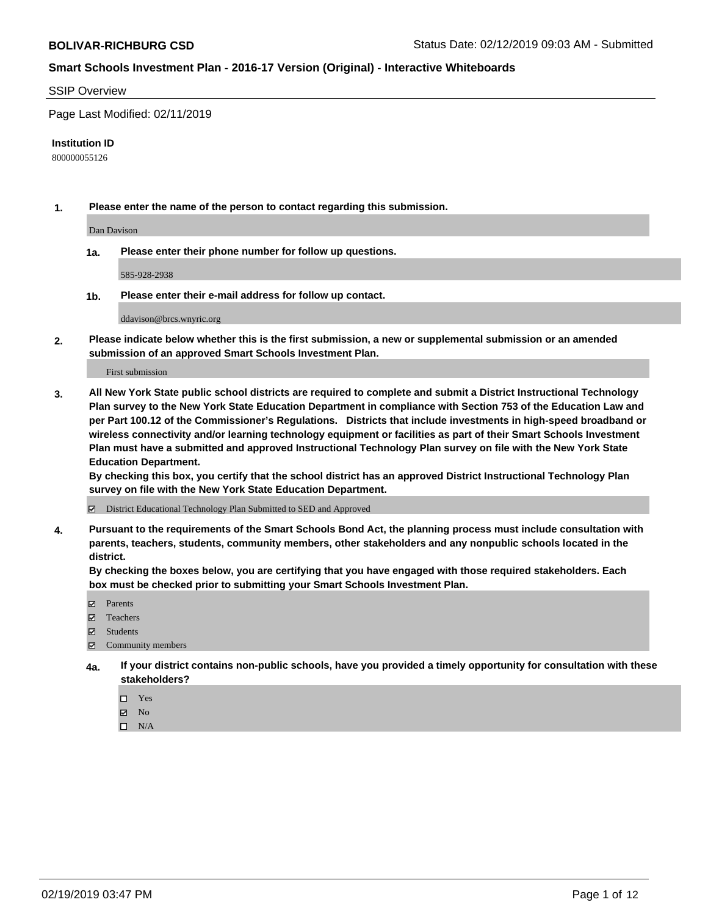**BOLIVAR-RICHBURG CSD** Status Date: 02/12/2019 09:03 AM - Submitted

**Smart Schools Investment Plan - 2016-17 Version (Original) - Interactive Whiteboards**

SSIP Overview

Page Last Modified: 02/11/2019

**Institution ID**

800000055126

**1. Please enter the name of the person to contact regarding this submission.**

Dan Davison

**1a. Please enter their phone number for follow up questions.**

585-928-2938

**1b. Please enter their e-mail address for follow up contact.**

ddavison@brcs.wnyric.org

**2. Please indicate below whether this is the first submission, a new or supplemental submission or an amended submission of an approved Smart Schools Investment Plan.**

First submission

**3. All New York State public school districts are required to complete and submit a District Instructional Technology Plan survey to the New York State Education Department in compliance with Section 753 of the Education Law and per Part 100.12 of the Commissioner's Regulations. Districts that include investments in high-speed broadband or wireless connectivity and/or learning technology equipment or facilities as part of their Smart Schools Investment Plan must have a submitted and approved Instructional Technology Plan survey on file with the New York State Education Department.**
**By checking this box, you certify that the school district has an approved District Instructional Technology Plan survey on file with the New York State Education Department.**

☑ District Educational Technology Plan Submitted to SED and Approved

**4. Pursuant to the requirements of the Smart Schools Bond Act, the planning process must include consultation with parents, teachers, students, community members, other stakeholders and any nonpublic schools located in the district.**
**By checking the boxes below, you are certifying that you have engaged with those required stakeholders. Each box must be checked prior to submitting your Smart Schools Investment Plan.**

☑ Parents
☑ Teachers
☑ Students
☑ Community members

**4a. If your district contains non-public schools, have you provided a timely opportunity for consultation with these stakeholders?**

☐ Yes
☑ No
☐ N/A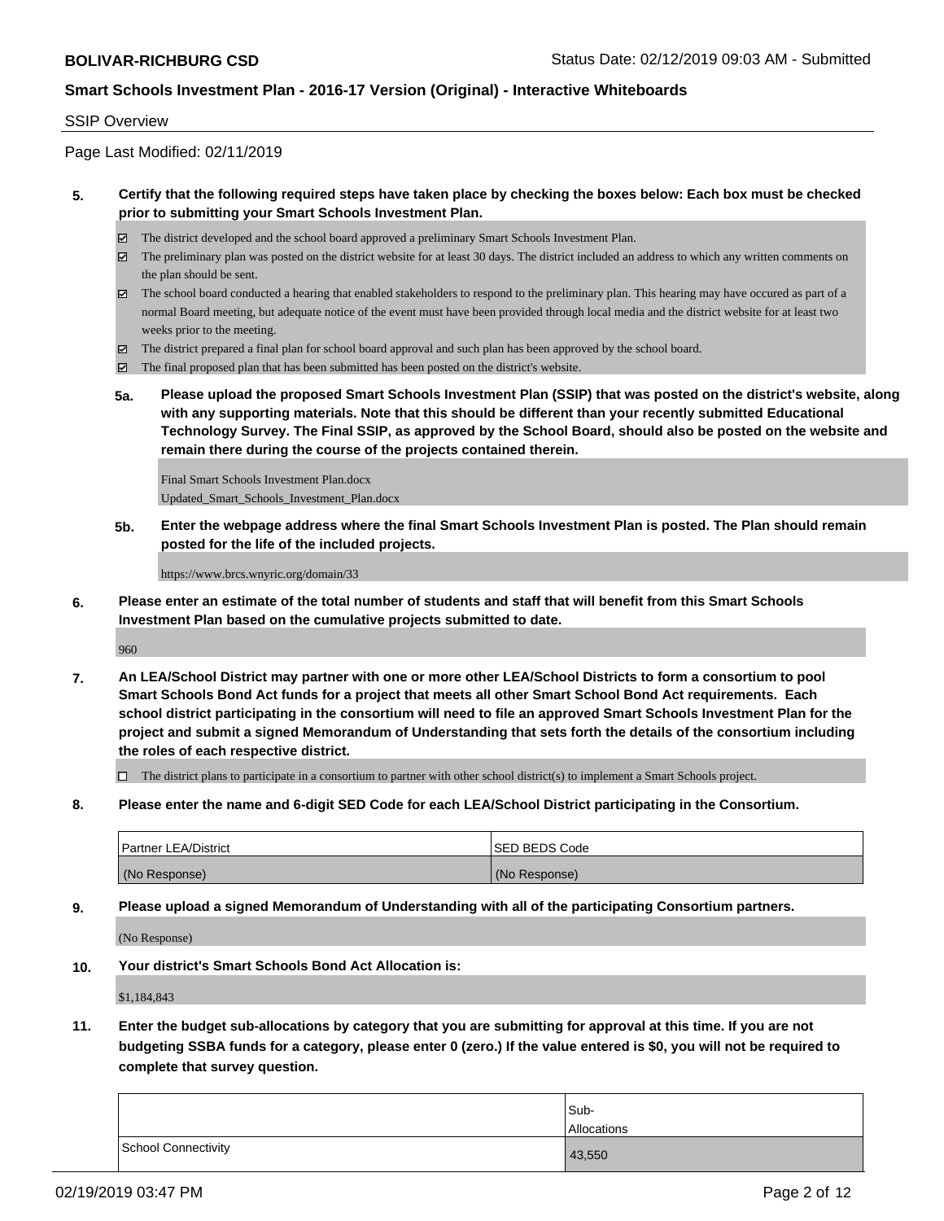SSIP Overview

Page Last Modified: 02/11/2019

**5. Certify that the following required steps have taken place by checking the boxes below: Each box must be checked prior to submitting your Smart Schools Investment Plan.**

- ☑ The district developed and the school board approved a preliminary Smart Schools Investment Plan.
- ☑ The preliminary plan was posted on the district website for at least 30 days. The district included an address to which any written comments on the plan should be sent.
- ☑ The school board conducted a hearing that enabled stakeholders to respond to the preliminary plan. This hearing may have occured as part of a normal Board meeting, but adequate notice of the event must have been provided through local media and the district website for at least two weeks prior to the meeting.
- ☑ The district prepared a final plan for school board approval and such plan has been approved by the school board.
- ☑ The final proposed plan that has been submitted has been posted on the district's website.

**5a. Please upload the proposed Smart Schools Investment Plan (SSIP) that was posted on the district's website, along with any supporting materials. Note that this should be different than your recently submitted Educational Technology Survey. The Final SSIP, as approved by the School Board, should also be posted on the website and remain there during the course of the projects contained therein.**

Final Smart Schools Investment Plan.docx
Updated_Smart_Schools_Investment_Plan.docx

**5b. Enter the webpage address where the final Smart Schools Investment Plan is posted. The Plan should remain posted for the life of the included projects.**

https://www.brcs.wnyric.org/domain/33

**6. Please enter an estimate of the total number of students and staff that will benefit from this Smart Schools Investment Plan based on the cumulative projects submitted to date.**

960

**7. An LEA/School District may partner with one or more other LEA/School Districts to form a consortium to pool Smart Schools Bond Act funds for a project that meets all other Smart School Bond Act requirements. Each school district participating in the consortium will need to file an approved Smart Schools Investment Plan for the project and submit a signed Memorandum of Understanding that sets forth the details of the consortium including the roles of each respective district.**

- ☐ The district plans to participate in a consortium to partner with other school district(s) to implement a Smart Schools project.

**8. Please enter the name and 6-digit SED Code for each LEA/School District participating in the Consortium.**

| Partner LEA/District | SED BEDS Code |
|---|---|
| (No Response) | (No Response) |

**9. Please upload a signed Memorandum of Understanding with all of the participating Consortium partners.**

(No Response)

**10. Your district's Smart Schools Bond Act Allocation is:**

$1,184,843

**11. Enter the budget sub-allocations by category that you are submitting for approval at this time. If you are not budgeting SSBA funds for a category, please enter 0 (zero.) If the value entered is $0, you will not be required to complete that survey question.**

| | Sub-Allocations |
|---|---|
| School Connectivity | 43,550 |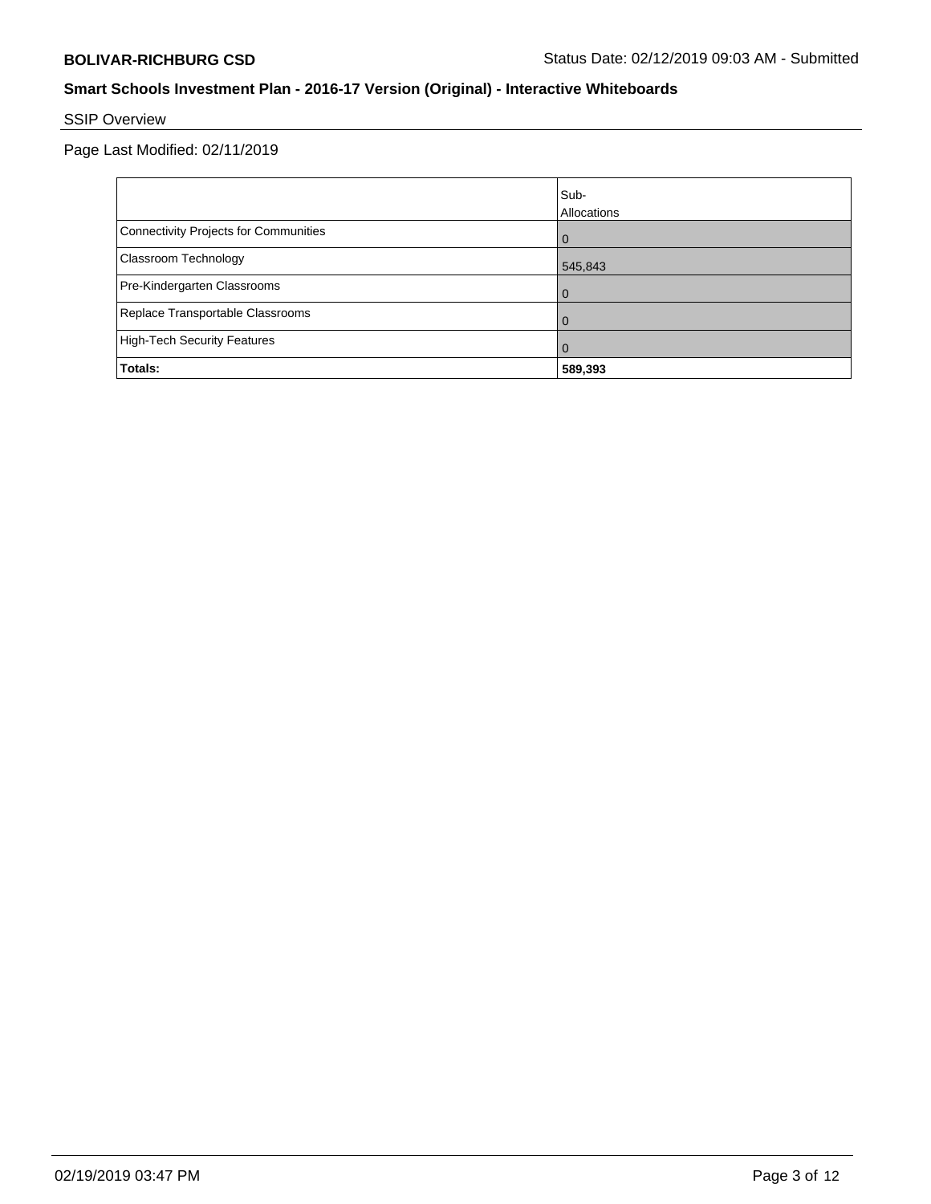## SSIP Overview

Page Last Modified: 02/11/2019

| | Sub-Allocations |
|---|---|
| Connectivity Projects for Communities | 0 |
| Classroom Technology | 545,843 |
| Pre-Kindergarten Classrooms | 0 |
| Replace Transportable Classrooms | 0 |
| High-Tech Security Features | 0 |
| **Totals:** | **589,393** |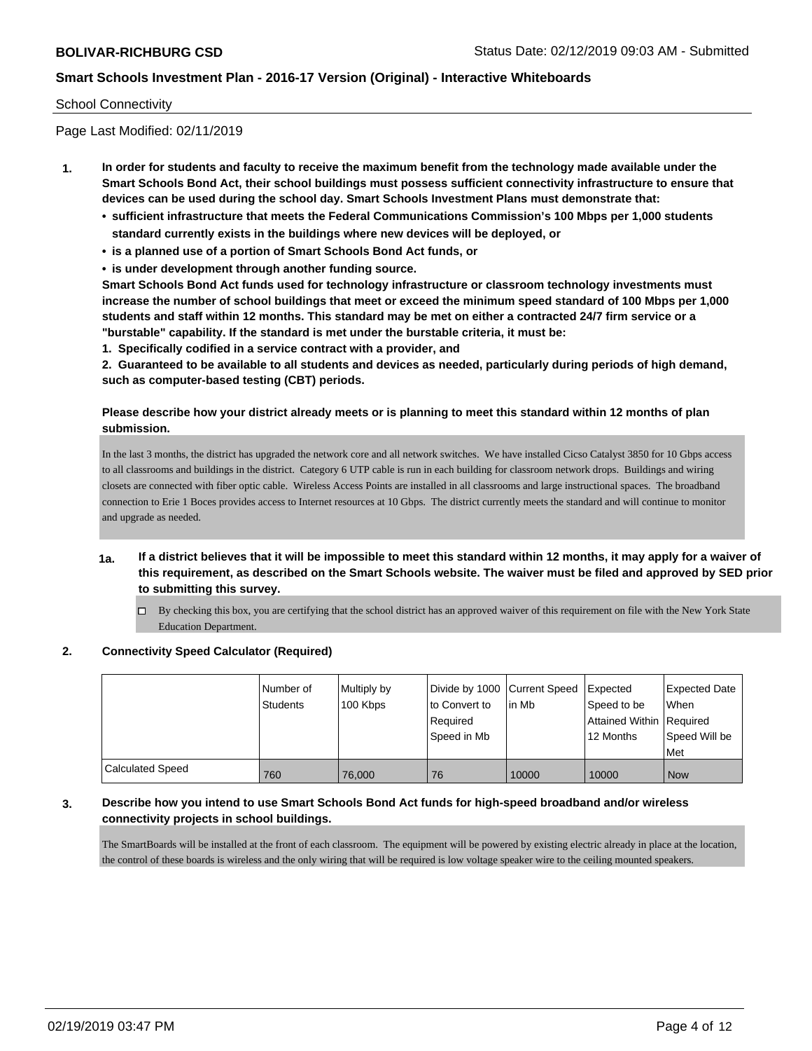School Connectivity

Page Last Modified: 02/11/2019

1. **In order for students and faculty to receive the maximum benefit from the technology made available under the Smart Schools Bond Act, their school buildings must possess sufficient connectivity infrastructure to ensure that devices can be used during the school day. Smart Schools Investment Plans must demonstrate that:**
   - **sufficient infrastructure that meets the Federal Communications Commission's 100 Mbps per 1,000 students standard currently exists in the buildings where new devices will be deployed, or**
   - **is a planned use of a portion of Smart Schools Bond Act funds, or**
   - **is under development through another funding source.**

   **Smart Schools Bond Act funds used for technology infrastructure or classroom technology investments must increase the number of school buildings that meet or exceed the minimum speed standard of 100 Mbps per 1,000 students and staff within 12 months. This standard may be met on either a contracted 24/7 firm service or a "burstable" capability. If the standard is met under the burstable criteria, it must be:**

   **1. Specifically codified in a service contract with a provider, and**

   **2. Guaranteed to be available to all students and devices as needed, particularly during periods of high demand, such as computer-based testing (CBT) periods.**

   **Please describe how your district already meets or is planning to meet this standard within 12 months of plan submission.**

   In the last 3 months, the district has upgraded the network core and all network switches. We have installed Cicso Catalyst 3850 for 10 Gbps access to all classrooms and buildings in the district. Category 6 UTP cable is run in each building for classroom network drops. Buildings and wiring closets are connected with fiber optic cable. Wireless Access Points are installed in all classrooms and large instructional spaces. The broadband connection to Erie 1 Boces provides access to Internet resources at 10 Gbps. The district currently meets the standard and will continue to monitor and upgrade as needed.

   **1a. If a district believes that it will be impossible to meet this standard within 12 months, it may apply for a waiver of this requirement, as described on the Smart Schools website. The waiver must be filed and approved by SED prior to submitting this survey.**

   ☐ By checking this box, you are certifying that the school district has an approved waiver of this requirement on file with the New York State Education Department.

2. **Connectivity Speed Calculator (Required)**

| | Number of Students | Multiply by 100 Kbps | Divide by 1000 to Convert to Required Speed in Mb | Current Speed in Mb | Expected Speed to be Attained Within 12 Months | Expected Date When Required Speed Will be Met |
|---|---|---|---|---|---|---|
| Calculated Speed | 760 | 76,000 | 76 | 10000 | 10000 | Now |

3. **Describe how you intend to use Smart Schools Bond Act funds for high-speed broadband and/or wireless connectivity projects in school buildings.**

   The SmartBoards will be installed at the front of each classroom. The equipment will be powered by existing electric already in place at the location, the control of these boards is wireless and the only wiring that will be required is low voltage speaker wire to the ceiling mounted speakers.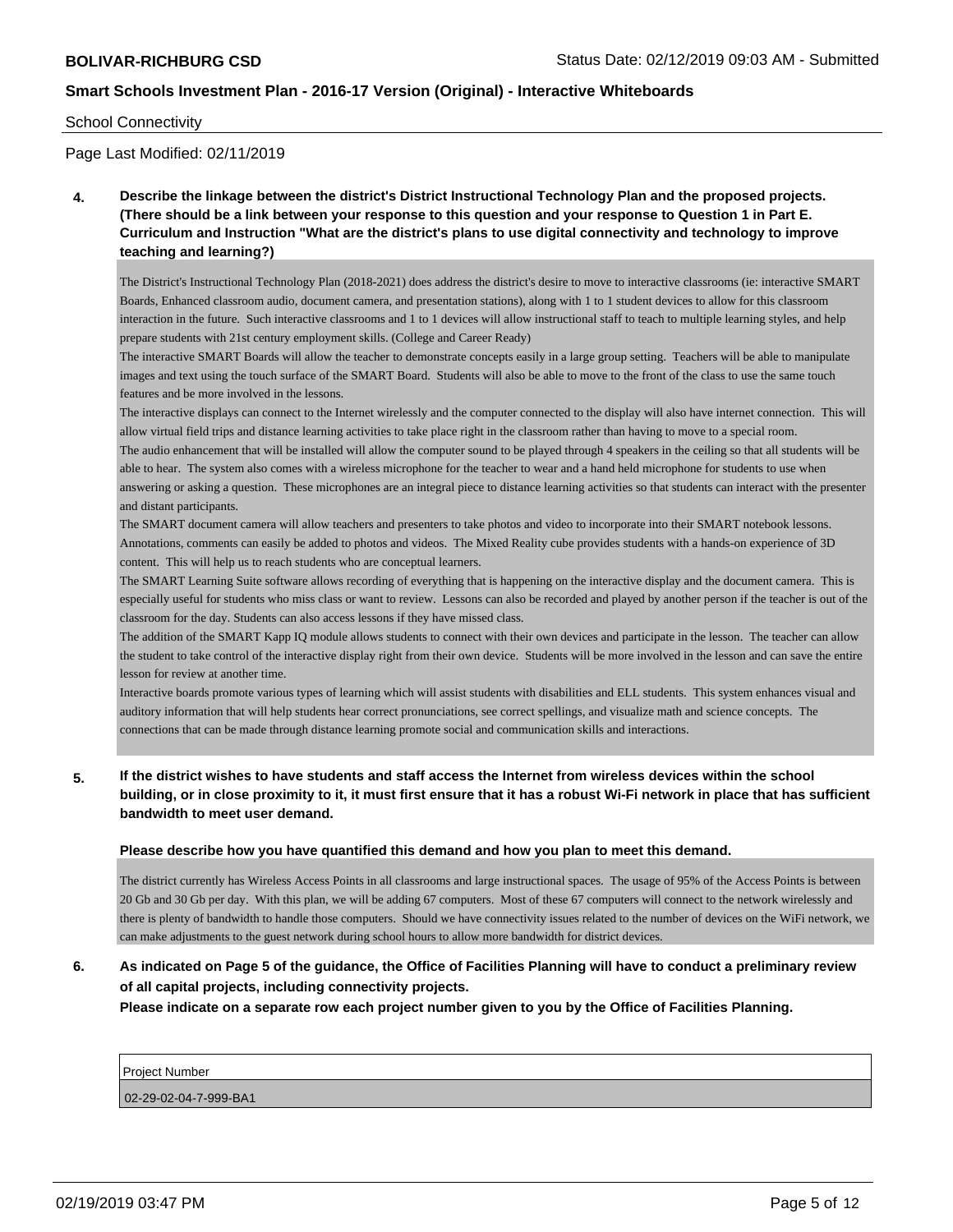School Connectivity

Page Last Modified: 02/11/2019

**4. Describe the linkage between the district's District Instructional Technology Plan and the proposed projects. (There should be a link between your response to this question and your response to Question 1 in Part E. Curriculum and Instruction "What are the district's plans to use digital connectivity and technology to improve teaching and learning?)**

The District's Instructional Technology Plan (2018-2021) does address the district's desire to move to interactive classrooms (ie: interactive SMART Boards, Enhanced classroom audio, document camera, and presentation stations), along with 1 to 1 student devices to allow for this classroom interaction in the future. Such interactive classrooms and 1 to 1 devices will allow instructional staff to teach to multiple learning styles, and help prepare students with 21st century employment skills. (College and Career Ready)

The interactive SMART Boards will allow the teacher to demonstrate concepts easily in a large group setting. Teachers will be able to manipulate images and text using the touch surface of the SMART Board. Students will also be able to move to the front of the class to use the same touch features and be more involved in the lessons.

The interactive displays can connect to the Internet wirelessly and the computer connected to the display will also have internet connection. This will allow virtual field trips and distance learning activities to take place right in the classroom rather than having to move to a special room.

The audio enhancement that will be installed will allow the computer sound to be played through 4 speakers in the ceiling so that all students will be able to hear. The system also comes with a wireless microphone for the teacher to wear and a hand held microphone for students to use when answering or asking a question. These microphones are an integral piece to distance learning activities so that students can interact with the presenter and distant participants.

The SMART document camera will allow teachers and presenters to take photos and video to incorporate into their SMART notebook lessons. Annotations, comments can easily be added to photos and videos. The Mixed Reality cube provides students with a hands-on experience of 3D content. This will help us to reach students who are conceptual learners.

The SMART Learning Suite software allows recording of everything that is happening on the interactive display and the document camera. This is especially useful for students who miss class or want to review. Lessons can also be recorded and played by another person if the teacher is out of the classroom for the day. Students can also access lessons if they have missed class.

The addition of the SMART Kapp IQ module allows students to connect with their own devices and participate in the lesson. The teacher can allow the student to take control of the interactive display right from their own device. Students will be more involved in the lesson and can save the entire lesson for review at another time.

Interactive boards promote various types of learning which will assist students with disabilities and ELL students. This system enhances visual and auditory information that will help students hear correct pronunciations, see correct spellings, and visualize math and science concepts. The connections that can be made through distance learning promote social and communication skills and interactions.

**5. If the district wishes to have students and staff access the Internet from wireless devices within the school building, or in close proximity to it, it must first ensure that it has a robust Wi-Fi network in place that has sufficient bandwidth to meet user demand.**

**Please describe how you have quantified this demand and how you plan to meet this demand.**

The district currently has Wireless Access Points in all classrooms and large instructional spaces. The usage of 95% of the Access Points is between 20 Gb and 30 Gb per day. With this plan, we will be adding 67 computers. Most of these 67 computers will connect to the network wirelessly and there is plenty of bandwidth to handle those computers. Should we have connectivity issues related to the number of devices on the WiFi network, we can make adjustments to the guest network during school hours to allow more bandwidth for district devices.

**6. As indicated on Page 5 of the guidance, the Office of Facilities Planning will have to conduct a preliminary review of all capital projects, including connectivity projects.**
**Please indicate on a separate row each project number given to you by the Office of Facilities Planning.**

| Project Number |
|---|
| 02-29-02-04-7-999-BA1 |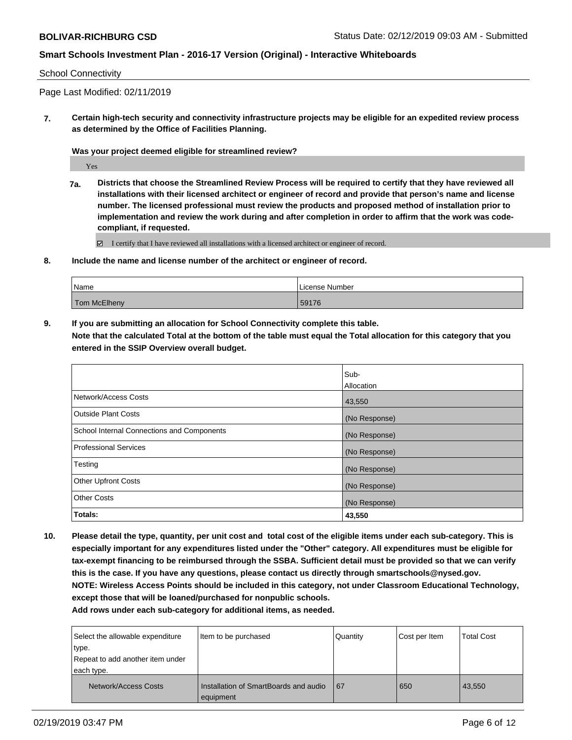School Connectivity

Page Last Modified: 02/11/2019

**7. Certain high-tech security and connectivity infrastructure projects may be eligible for an expedited review process as determined by the Office of Facilities Planning.**

**Was your project deemed eligible for streamlined review?**

Yes

**7a. Districts that choose the Streamlined Review Process will be required to certify that they have reviewed all installations with their licensed architect or engineer of record and provide that person's name and license number. The licensed professional must review the products and proposed method of installation prior to implementation and review the work during and after completion in order to affirm that the work was code-compliant, if requested.**

☑ I certify that I have reviewed all installations with a licensed architect or engineer of record.

**8. Include the name and license number of the architect or engineer of record.**

| Name | License Number |
|---|---|
| Tom McElheny | 59176 |

**9. If you are submitting an allocation for School Connectivity complete this table.**
**Note that the calculated Total at the bottom of the table must equal the Total allocation for this category that you entered in the SSIP Overview overall budget.**

| | Sub-Allocation |
|---|---|
| Network/Access Costs | 43,550 |
| Outside Plant Costs | (No Response) |
| School Internal Connections and Components | (No Response) |
| Professional Services | (No Response) |
| Testing | (No Response) |
| Other Upfront Costs | (No Response) |
| Other Costs | (No Response) |
| **Totals:** | **43,550** |

**10. Please detail the type, quantity, per unit cost and total cost of the eligible items under each sub-category. This is especially important for any expenditures listed under the "Other" category. All expenditures must be eligible for tax-exempt financing to be reimbursed through the SSBA. Sufficient detail must be provided so that we can verify this is the case. If you have any questions, please contact us directly through smartschools@nysed.gov.**
**NOTE: Wireless Access Points should be included in this category, not under Classroom Educational Technology, except those that will be loaned/purchased for nonpublic schools.**
**Add rows under each sub-category for additional items, as needed.**

| Select the allowable expenditure type. Repeat to add another item under each type. | Item to be purchased | Quantity | Cost per Item | Total Cost |
|---|---|---|---|---|
| Network/Access Costs | Installation of SmartBoards and audio equipment | 67 | 650 | 43,550 |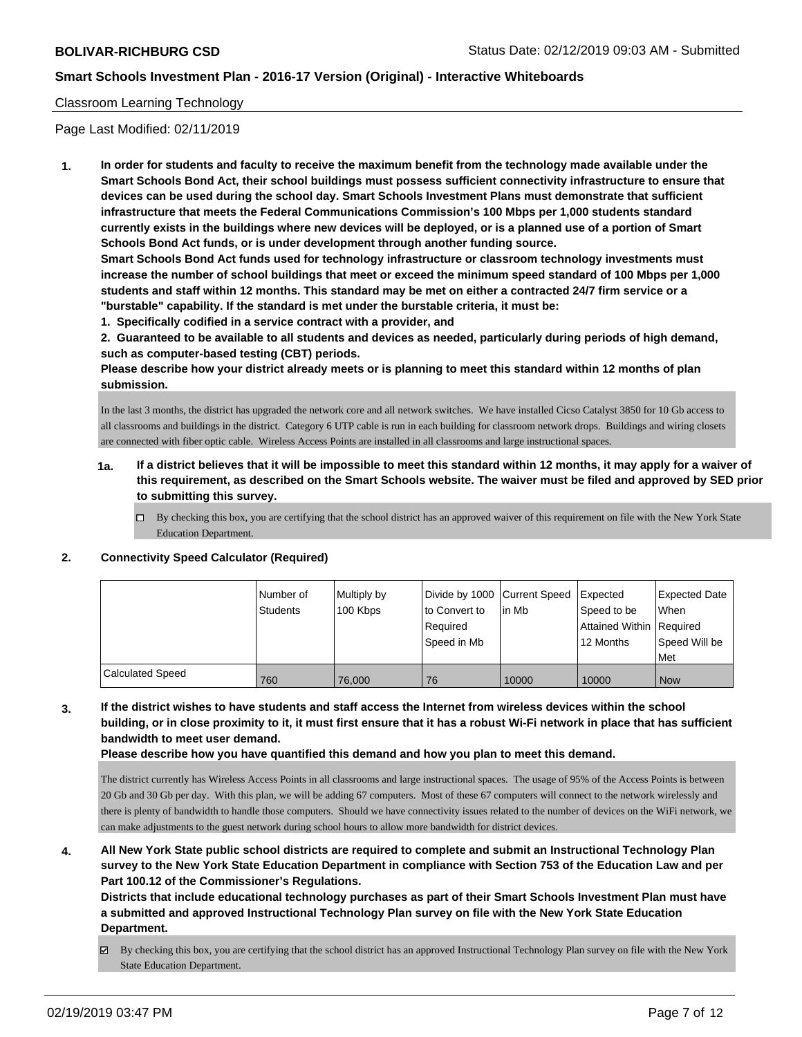Classroom Learning Technology

Page Last Modified: 02/11/2019

**1. In order for students and faculty to receive the maximum benefit from the technology made available under the Smart Schools Bond Act, their school buildings must possess sufficient connectivity infrastructure to ensure that devices can be used during the school day. Smart Schools Investment Plans must demonstrate that sufficient infrastructure that meets the Federal Communications Commission's 100 Mbps per 1,000 students standard currently exists in the buildings where new devices will be deployed, or is a planned use of a portion of Smart Schools Bond Act funds, or is under development through another funding source.**

**Smart Schools Bond Act funds used for technology infrastructure or classroom technology investments must increase the number of school buildings that meet or exceed the minimum speed standard of 100 Mbps per 1,000 students and staff within 12 months. This standard may be met on either a contracted 24/7 firm service or a "burstable" capability. If the standard is met under the burstable criteria, it must be:**

**1. Specifically codified in a service contract with a provider, and**

**2. Guaranteed to be available to all students and devices as needed, particularly during periods of high demand, such as computer-based testing (CBT) periods.**

**Please describe how your district already meets or is planning to meet this standard within 12 months of plan submission.**

In the last 3 months, the district has upgraded the network core and all network switches. We have installed Cicso Catalyst 3850 for 10 Gb access to all classrooms and buildings in the district. Category 6 UTP cable is run in each building for classroom network drops. Buildings and wiring closets are connected with fiber optic cable. Wireless Access Points are installed in all classrooms and large instructional spaces.

**1a. If a district believes that it will be impossible to meet this standard within 12 months, it may apply for a waiver of this requirement, as described on the Smart Schools website. The waiver must be filed and approved by SED prior to submitting this survey.**

☐ By checking this box, you are certifying that the school district has an approved waiver of this requirement on file with the New York State Education Department.

**2. Connectivity Speed Calculator (Required)**

| | Number of Students | Multiply by 100 Kbps | Divide by 1000 to Convert to Required Speed in Mb | Current Speed in Mb | Expected Speed to be Attained Within 12 Months | Expected Date When Required Speed Will be Met |
|---|---|---|---|---|---|---|
| Calculated Speed | 760 | 76,000 | 76 | 10000 | 10000 | Now |

**3. If the district wishes to have students and staff access the Internet from wireless devices within the school building, or in close proximity to it, it must first ensure that it has a robust Wi-Fi network in place that has sufficient bandwidth to meet user demand.**

**Please describe how you have quantified this demand and how you plan to meet this demand.**

The district currently has Wireless Access Points in all classrooms and large instructional spaces. The usage of 95% of the Access Points is between 20 Gb and 30 Gb per day. With this plan, we will be adding 67 computers. Most of these 67 computers will connect to the network wirelessly and there is plenty of bandwidth to handle those computers. Should we have connectivity issues related to the number of devices on the WiFi network, we can make adjustments to the guest network during school hours to allow more bandwidth for district devices.

**4. All New York State public school districts are required to complete and submit an Instructional Technology Plan survey to the New York State Education Department in compliance with Section 753 of the Education Law and per Part 100.12 of the Commissioner's Regulations.**

**Districts that include educational technology purchases as part of their Smart Schools Investment Plan must have a submitted and approved Instructional Technology Plan survey on file with the New York State Education Department.**

☑ By checking this box, you are certifying that the school district has an approved Instructional Technology Plan survey on file with the New York State Education Department.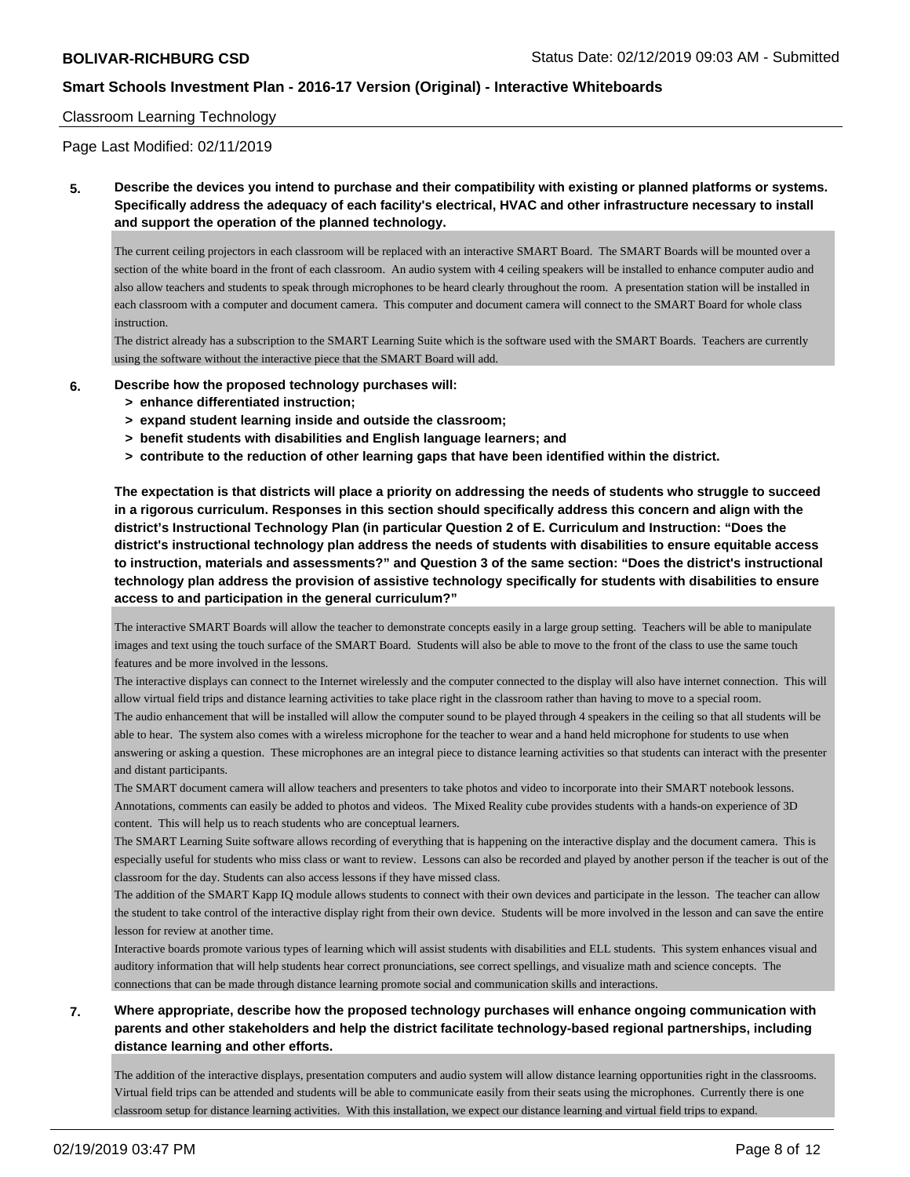Classroom Learning Technology

Page Last Modified: 02/11/2019

**5. Describe the devices you intend to purchase and their compatibility with existing or planned platforms or systems. Specifically address the adequacy of each facility's electrical, HVAC and other infrastructure necessary to install and support the operation of the planned technology.**

The current ceiling projectors in each classroom will be replaced with an interactive SMART Board. The SMART Boards will be mounted over a section of the white board in the front of each classroom. An audio system with 4 ceiling speakers will be installed to enhance computer audio and also allow teachers and students to speak through microphones to be heard clearly throughout the room. A presentation station will be installed in each classroom with a computer and document camera. This computer and document camera will connect to the SMART Board for whole class instruction.
The district already has a subscription to the SMART Learning Suite which is the software used with the SMART Boards. Teachers are currently using the software without the interactive piece that the SMART Board will add.

**6. Describe how the proposed technology purchases will:**
- **> enhance differentiated instruction;**
- **> expand student learning inside and outside the classroom;**
- **> benefit students with disabilities and English language learners; and**
- **> contribute to the reduction of other learning gaps that have been identified within the district.**

**The expectation is that districts will place a priority on addressing the needs of students who struggle to succeed in a rigorous curriculum. Responses in this section should specifically address this concern and align with the district's Instructional Technology Plan (in particular Question 2 of E. Curriculum and Instruction: "Does the district's instructional technology plan address the needs of students with disabilities to ensure equitable access to instruction, materials and assessments?" and Question 3 of the same section: "Does the district's instructional technology plan address the provision of assistive technology specifically for students with disabilities to ensure access to and participation in the general curriculum?"**

The interactive SMART Boards will allow the teacher to demonstrate concepts easily in a large group setting. Teachers will be able to manipulate images and text using the touch surface of the SMART Board. Students will also be able to move to the front of the class to use the same touch features and be more involved in the lessons.
The interactive displays can connect to the Internet wirelessly and the computer connected to the display will also have internet connection. This will allow virtual field trips and distance learning activities to take place right in the classroom rather than having to move to a special room.
The audio enhancement that will be installed will allow the computer sound to be played through 4 speakers in the ceiling so that all students will be able to hear. The system also comes with a wireless microphone for the teacher to wear and a hand held microphone for students to use when answering or asking a question. These microphones are an integral piece to distance learning activities so that students can interact with the presenter and distant participants.
The SMART document camera will allow teachers and presenters to take photos and video to incorporate into their SMART notebook lessons. Annotations, comments can easily be added to photos and videos. The Mixed Reality cube provides students with a hands-on experience of 3D content. This will help us to reach students who are conceptual learners.
The SMART Learning Suite software allows recording of everything that is happening on the interactive display and the document camera. This is especially useful for students who miss class or want to review. Lessons can also be recorded and played by another person if the teacher is out of the classroom for the day. Students can also access lessons if they have missed class.
The addition of the SMART Kapp IQ module allows students to connect with their own devices and participate in the lesson. The teacher can allow the student to take control of the interactive display right from their own device. Students will be more involved in the lesson and can save the entire lesson for review at another time.
Interactive boards promote various types of learning which will assist students with disabilities and ELL students. This system enhances visual and auditory information that will help students hear correct pronunciations, see correct spellings, and visualize math and science concepts. The connections that can be made through distance learning promote social and communication skills and interactions.

**7. Where appropriate, describe how the proposed technology purchases will enhance ongoing communication with parents and other stakeholders and help the district facilitate technology-based regional partnerships, including distance learning and other efforts.**

The addition of the interactive displays, presentation computers and audio system will allow distance learning opportunities right in the classrooms. Virtual field trips can be attended and students will be able to communicate easily from their seats using the microphones. Currently there is one classroom setup for distance learning activities. With this installation, we expect our distance learning and virtual field trips to expand.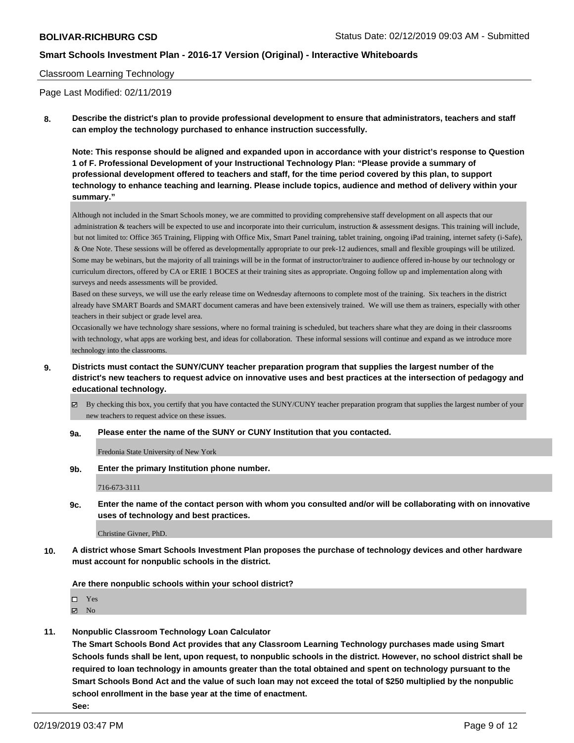Classroom Learning Technology

Page Last Modified: 02/11/2019

**8. Describe the district's plan to provide professional development to ensure that administrators, teachers and staff can employ the technology purchased to enhance instruction successfully.**

**Note: This response should be aligned and expanded upon in accordance with your district's response to Question 1 of F. Professional Development of your Instructional Technology Plan: "Please provide a summary of professional development offered to teachers and staff, for the time period covered by this plan, to support technology to enhance teaching and learning. Please include topics, audience and method of delivery within your summary."**

Although not included in the Smart Schools money, we are committed to providing comprehensive staff development on all aspects that our administration & teachers will be expected to use and incorporate into their curriculum, instruction & assessment designs. This training will include, but not limited to: Office 365 Training, Flipping with Office Mix, Smart Panel training, tablet training, ongoing iPad training, internet safety (i-Safe), & One Note. These sessions will be offered as developmentally appropriate to our prek-12 audiences, small and flexible groupings will be utilized. Some may be webinars, but the majority of all trainings will be in the format of instructor/trainer to audience offered in-house by our technology or curriculum directors, offered by CA or ERIE 1 BOCES at their training sites as appropriate. Ongoing follow up and implementation along with surveys and needs assessments will be provided.

Based on these surveys, we will use the early release time on Wednesday afternoons to complete most of the training. Six teachers in the district already have SMART Boards and SMART document cameras and have been extensively trained. We will use them as trainers, especially with other teachers in their subject or grade level area.

Occasionally we have technology share sessions, where no formal training is scheduled, but teachers share what they are doing in their classrooms with technology, what apps are working best, and ideas for collaboration. These informal sessions will continue and expand as we introduce more technology into the classrooms.

**9. Districts must contact the SUNY/CUNY teacher preparation program that supplies the largest number of the district's new teachers to request advice on innovative uses and best practices at the intersection of pedagogy and educational technology.**

☑ By checking this box, you certify that you have contacted the SUNY/CUNY teacher preparation program that supplies the largest number of your new teachers to request advice on these issues.

**9a. Please enter the name of the SUNY or CUNY Institution that you contacted.**

Fredonia State University of New York

**9b. Enter the primary Institution phone number.**

716-673-3111

**9c. Enter the name of the contact person with whom you consulted and/or will be collaborating with on innovative uses of technology and best practices.**

Christine Givner, PhD.

**10. A district whose Smart Schools Investment Plan proposes the purchase of technology devices and other hardware must account for nonpublic schools in the district.**

**Are there nonpublic schools within your school district?**

☐ Yes
☑ No

**11. Nonpublic Classroom Technology Loan Calculator**

**The Smart Schools Bond Act provides that any Classroom Learning Technology purchases made using Smart Schools funds shall be lent, upon request, to nonpublic schools in the district. However, no school district shall be required to loan technology in amounts greater than the total obtained and spent on technology pursuant to the Smart Schools Bond Act and the value of such loan may not exceed the total of $250 multiplied by the nonpublic school enrollment in the base year at the time of enactment.**

**See:**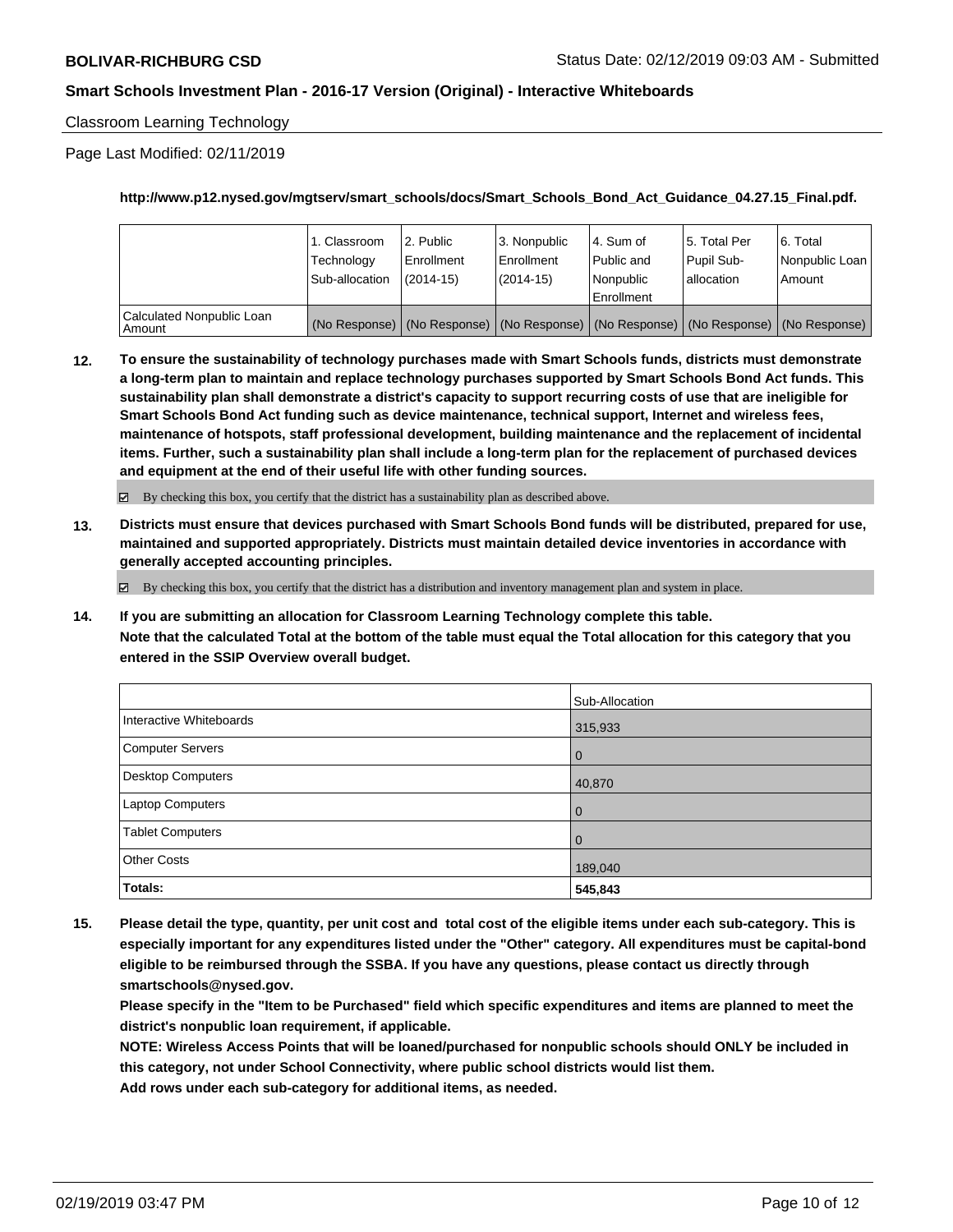Classroom Learning Technology

Page Last Modified: 02/11/2019

**http://www.p12.nysed.gov/mgtserv/smart_schools/docs/Smart_Schools_Bond_Act_Guidance_04.27.15_Final.pdf.**

| | 1. Classroom Technology Sub-allocation | 2. Public Enrollment (2014-15) | 3. Nonpublic Enrollment (2014-15) | 4. Sum of Public and Nonpublic Enrollment | 5. Total Per Pupil Sub-allocation | 6. Total Nonpublic Loan Amount |
|---|---|---|---|---|---|---|
| Calculated Nonpublic Loan Amount | (No Response) | (No Response) | (No Response) | (No Response) | (No Response) | (No Response) |

**12. To ensure the sustainability of technology purchases made with Smart Schools funds, districts must demonstrate a long-term plan to maintain and replace technology purchases supported by Smart Schools Bond Act funds. This sustainability plan shall demonstrate a district's capacity to support recurring costs of use that are ineligible for Smart Schools Bond Act funding such as device maintenance, technical support, Internet and wireless fees, maintenance of hotspots, staff professional development, building maintenance and the replacement of incidental items. Further, such a sustainability plan shall include a long-term plan for the replacement of purchased devices and equipment at the end of their useful life with other funding sources.**

☑ By checking this box, you certify that the district has a sustainability plan as described above.

**13. Districts must ensure that devices purchased with Smart Schools Bond funds will be distributed, prepared for use, maintained and supported appropriately. Districts must maintain detailed device inventories in accordance with generally accepted accounting principles.**

☑ By checking this box, you certify that the district has a distribution and inventory management plan and system in place.

**14. If you are submitting an allocation for Classroom Learning Technology complete this table.**
**Note that the calculated Total at the bottom of the table must equal the Total allocation for this category that you entered in the SSIP Overview overall budget.**

| | Sub-Allocation |
|---|---|
| Interactive Whiteboards | 315,933 |
| Computer Servers | 0 |
| Desktop Computers | 40,870 |
| Laptop Computers | 0 |
| Tablet Computers | 0 |
| Other Costs | 189,040 |
| **Totals:** | **545,843** |

**15. Please detail the type, quantity, per unit cost and total cost of the eligible items under each sub-category. This is especially important for any expenditures listed under the "Other" category. All expenditures must be capital-bond eligible to be reimbursed through the SSBA. If you have any questions, please contact us directly through smartschools@nysed.gov.**
**Please specify in the "Item to be Purchased" field which specific expenditures and items are planned to meet the district's nonpublic loan requirement, if applicable.**
**NOTE: Wireless Access Points that will be loaned/purchased for nonpublic schools should ONLY be included in this category, not under School Connectivity, where public school districts would list them.**
**Add rows under each sub-category for additional items, as needed.**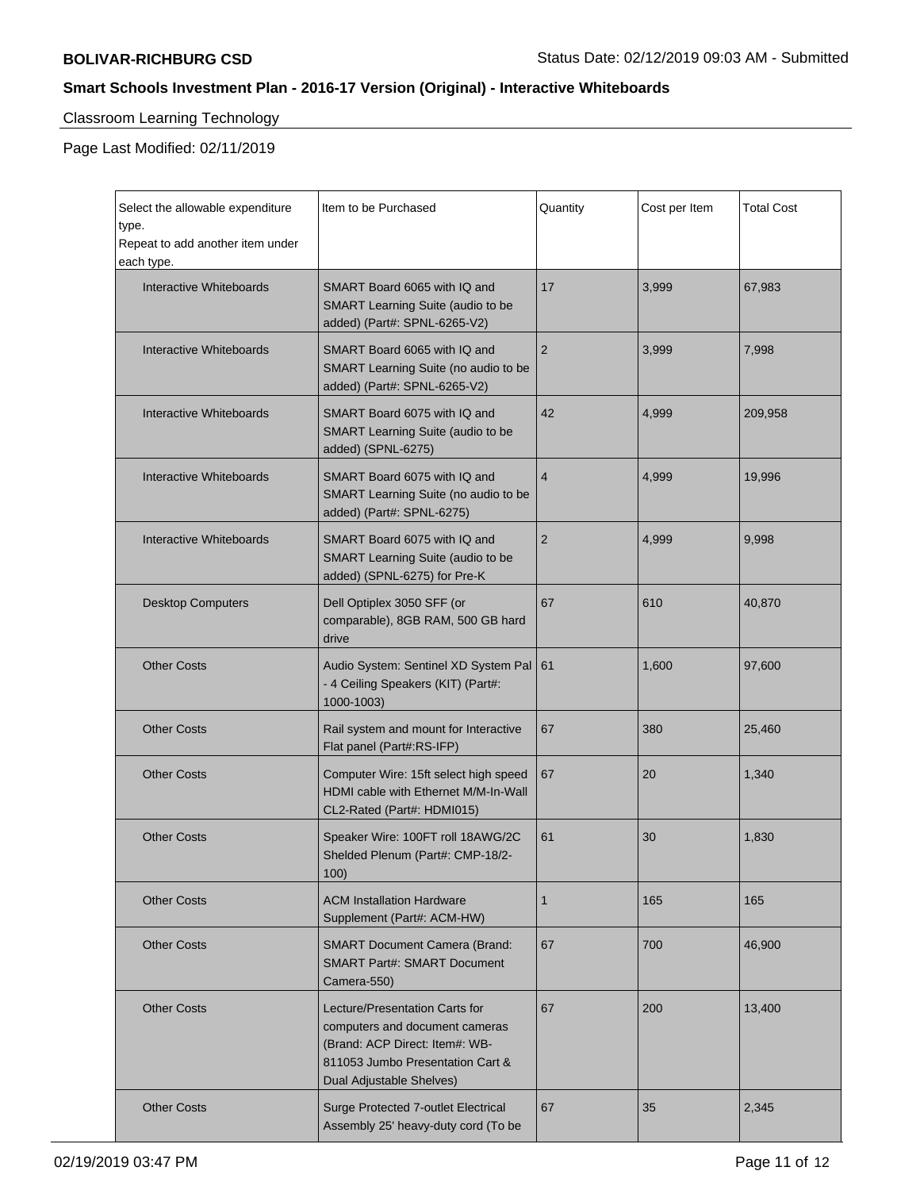**BOLIVAR-RICHBURG CSD**

Status Date: 02/12/2019 09:03 AM - Submitted

## Smart Schools Investment Plan - 2016-17 Version (Original) - Interactive Whiteboards

### Classroom Learning Technology

Page Last Modified: 02/11/2019

| Select the allowable expenditure type. Repeat to add another item under each type. | Item to be Purchased | Quantity | Cost per Item | Total Cost |
|---|---|---|---|---|
| Interactive Whiteboards | SMART Board 6065 with IQ and SMART Learning Suite (audio to be added) (Part#: SPNL-6265-V2) | 17 | 3,999 | 67,983 |
| Interactive Whiteboards | SMART Board 6065 with IQ and SMART Learning Suite (no audio to be added) (Part#: SPNL-6265-V2) | 2 | 3,999 | 7,998 |
| Interactive Whiteboards | SMART Board 6075 with IQ and SMART Learning Suite (audio to be added) (SPNL-6275) | 42 | 4,999 | 209,958 |
| Interactive Whiteboards | SMART Board 6075 with IQ and SMART Learning Suite (no audio to be added) (Part#: SPNL-6275) | 4 | 4,999 | 19,996 |
| Interactive Whiteboards | SMART Board 6075 with IQ and SMART Learning Suite (audio to be added) (SPNL-6275) for Pre-K | 2 | 4,999 | 9,998 |
| Desktop Computers | Dell Optiplex 3050 SFF (or comparable), 8GB RAM, 500 GB hard drive | 67 | 610 | 40,870 |
| Other Costs | Audio System: Sentinel XD System Pal - 4 Ceiling Speakers (KIT) (Part#: 1000-1003) | 61 | 1,600 | 97,600 |
| Other Costs | Rail system and mount for Interactive Flat panel (Part#:RS-IFP) | 67 | 380 | 25,460 |
| Other Costs | Computer Wire: 15ft select high speed HDMI cable with Ethernet M/M-In-Wall CL2-Rated (Part#: HDMI015) | 67 | 20 | 1,340 |
| Other Costs | Speaker Wire: 100FT roll 18AWG/2C Shelded Plenum (Part#: CMP-18/2-100) | 61 | 30 | 1,830 |
| Other Costs | ACM Installation Hardware Supplement (Part#: ACM-HW) | 1 | 165 | 165 |
| Other Costs | SMART Document Camera (Brand: SMART Part#: SMART Document Camera-550) | 67 | 700 | 46,900 |
| Other Costs | Lecture/Presentation Carts for computers and document cameras (Brand: ACP Direct: Item#: WB-811053 Jumbo Presentation Cart & Dual Adjustable Shelves) | 67 | 200 | 13,400 |
| Other Costs | Surge Protected 7-outlet Electrical Assembly 25' heavy-duty cord (To be | 67 | 35 | 2,345 |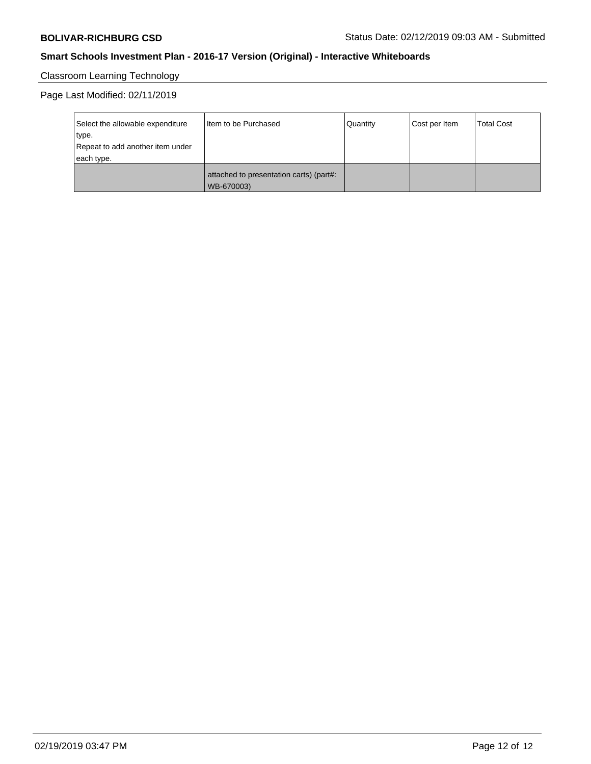Classroom Learning Technology

Page Last Modified: 02/11/2019

| Select the allowable expenditure type.<br>Repeat to add another item under each type. | Item to be Purchased | Quantity | Cost per Item | Total Cost |
|---|---|---|---|---|
| | attached to presentation carts) (part#: WB-670003) | | | |